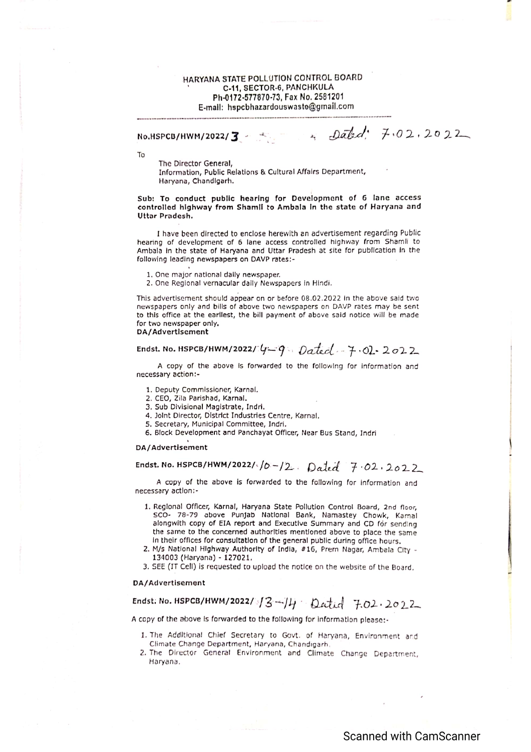**HARYANA STATE POLLUTION CONTROL BOARD**
**C-11, SECTOR-6, PANCHKULA**
**Ph-0172-577870-73, Fax No. 2581201**
**E-mail: hspcbhazardouswaste@gmail.com**

---

No.HSPCB/HWM/2022/3 Dated: 7.02.2022

To

The Director General,
Information, Public Relations & Cultural Affairs Department,
Haryana, Chandigarh.

**Sub: To conduct public hearing for Development of 6 lane access controlled highway from Shamli to Ambala in the state of Haryana and Uttar Pradesh.**

I have been directed to enclose herewith an advertisement regarding Public hearing of development of 6 lane access controlled highway from Shamli to Ambala in the state of Haryana and Uttar Pradesh at site for publication in the following leading newspapers on DAVP rates:-

1. One major national daily newspaper.
2. One Regional vernacular daily Newspapers in Hindi.

This advertisement should appear on or before 08.02.2022 in the above said two newspapers only and bills of above two newspapers on DAVP rates may be sent to this office at the earliest, the bill payment of above said notice will be made for two newspaper only.

**DA/Advertisement**

**Endst. No. HSPCB/HWM/2022/** 4-9 Dated 7.02.2022

A copy of the above is forwarded to the following for information and necessary action:-

1. Deputy Commissioner, Karnal.
2. CEO, Zila Parishad, Karnal.
3. Sub Divisional Magistrate, Indri.
4. Joint Director, District Industries Centre, Karnal.
5. Secretary, Municipal Committee, Indri.
6. Block Development and Panchayat Officer, Near Bus Stand, Indri

**DA/Advertisement**

**Endst. No. HSPCB/HWM/2022/** 10-12 Dated 7.02.2022

A copy of the above is forwarded to the following for information and necessary action:-

1. Regional Officer, Karnal, Haryana State Pollution Control Board, 2nd floor, SCO- 78-79 above Punjab National Bank, Namastey Chowk, Karnal alongwith copy of EIA report and Executive Summary and CD for sending the same to the concerned authorities mentioned above to place the same in their offices for consultation of the general public during office hours.
2. M/s National Highway Authority of India, #16, Prem Nagar, Ambala City - 134003 (Haryana) - 127021.
3. SEE (IT Cell) is requested to upload the notice on the website of the Board.

**DA/Advertisement**

**Endst. No. HSPCB/HWM/2022/** 13-14 Dated 7.02.2022

A copy of the above is forwarded to the following for information please:-

1. The Additional Chief Secretary to Govt. of Haryana, Environment and Climate Change Department, Haryana, Chandigarh.
2. The Director General Environment and Climate Change Department, Haryana.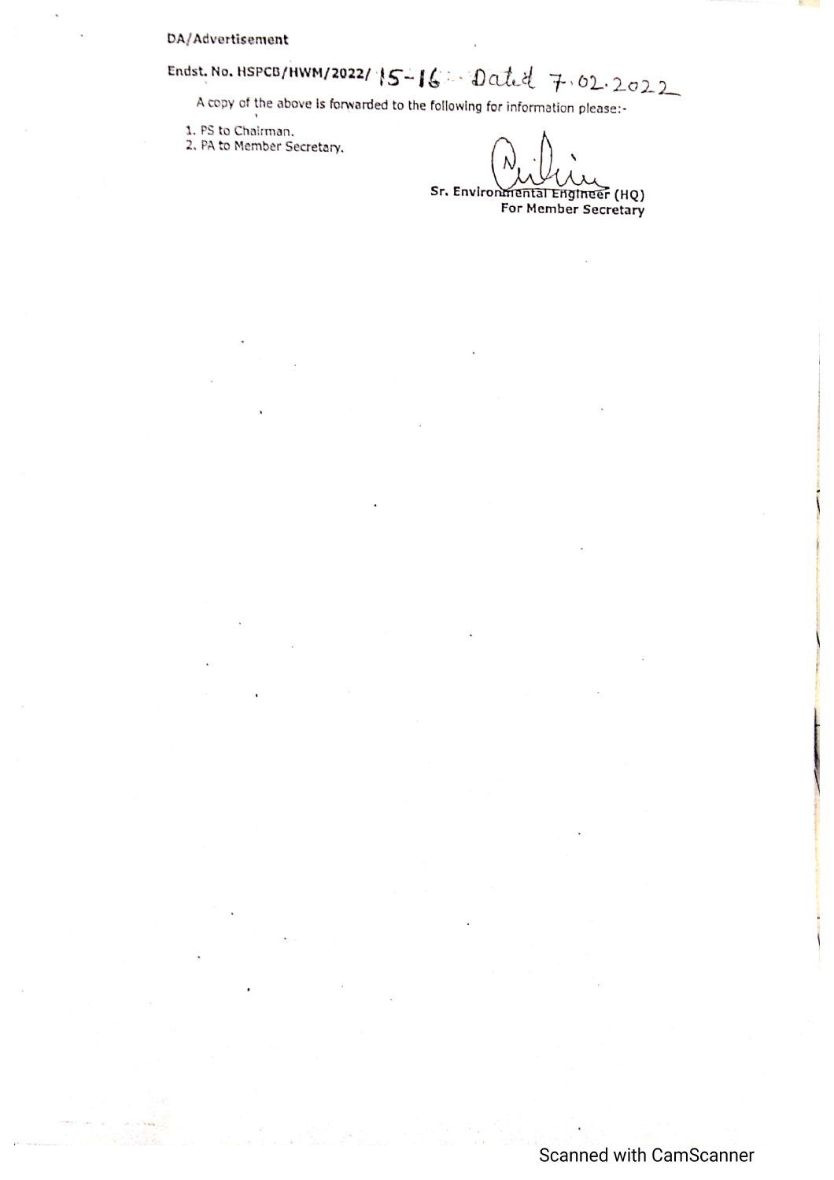DA/Advertisement

Endst. No. HSPCB/HWM/2022/ 15-16 Dated 7.02.2022

A copy of the above is forwarded to the following for information please:-

1. PS to Chairman.
2. PA to Member Secretary.

Sr. Environmental Engineer (HQ)
For Member Secretary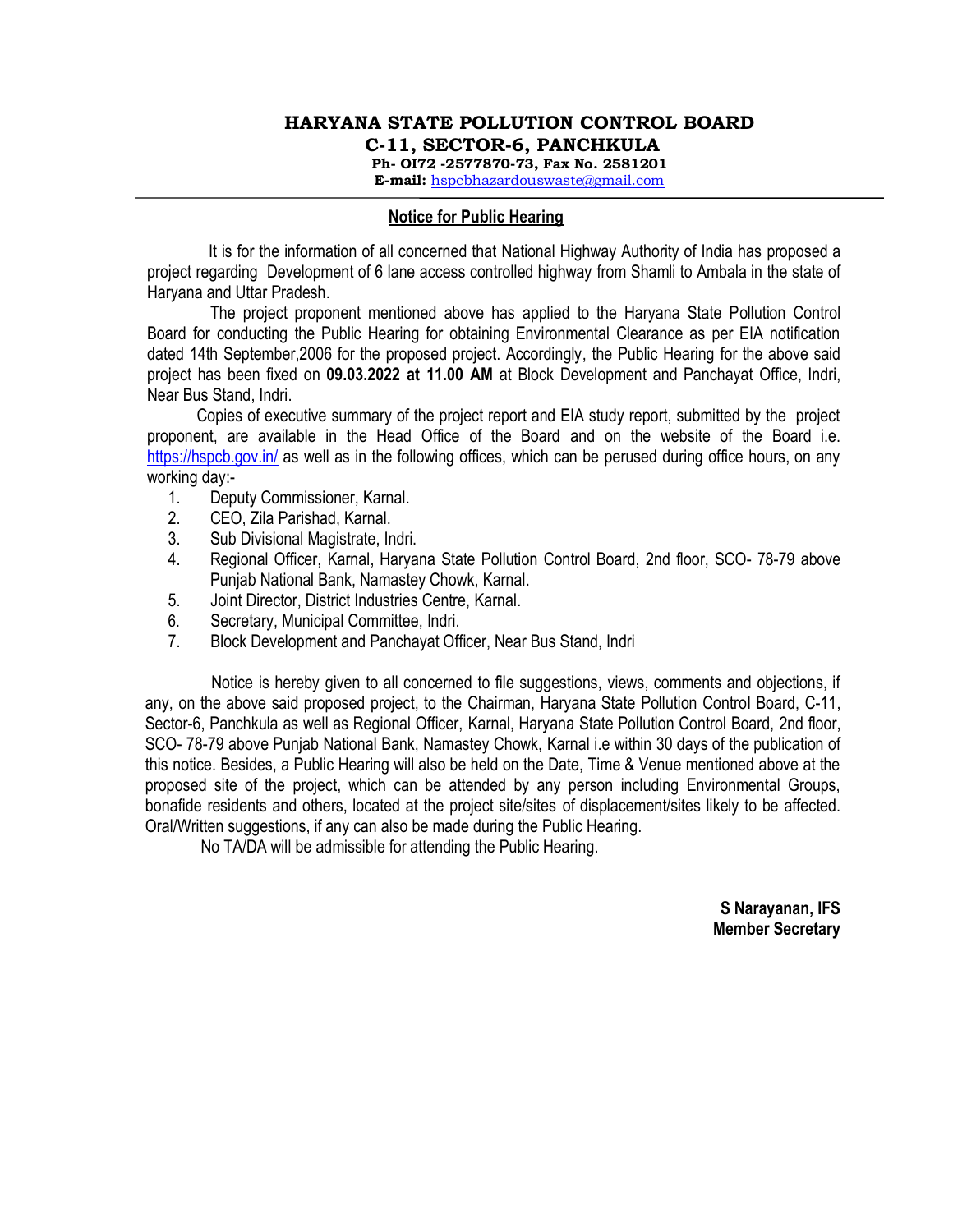# HARYANA STATE POLLUTION CONTROL BOARD
## C-11, SECTOR-6, PANCHKULA

**Ph- OI72 -2577870-73, Fax No. 2581201**
**E-mail:** hspcbhazardouswaste@gmail.com

---

**Notice for Public Hearing**

It is for the information of all concerned that National Highway Authority of India has proposed a project regarding Development of 6 lane access controlled highway from Shamli to Ambala in the state of Haryana and Uttar Pradesh.

The project proponent mentioned above has applied to the Haryana State Pollution Control Board for conducting the Public Hearing for obtaining Environmental Clearance as per EIA notification dated 14th September,2006 for the proposed project. Accordingly, the Public Hearing for the above said project has been fixed on **09.03.2022 at 11.00 AM** at Block Development and Panchayat Office, Indri, Near Bus Stand, Indri.

Copies of executive summary of the project report and EIA study report, submitted by the project proponent, are available in the Head Office of the Board and on the website of the Board i.e. https://hspcb.gov.in/ as well as in the following offices, which can be perused during office hours, on any working day:-

1. Deputy Commissioner, Karnal.
2. CEO, Zila Parishad, Karnal.
3. Sub Divisional Magistrate, Indri.
4. Regional Officer, Karnal, Haryana State Pollution Control Board, 2nd floor, SCO- 78-79 above Punjab National Bank, Namastey Chowk, Karnal.
5. Joint Director, District Industries Centre, Karnal.
6. Secretary, Municipal Committee, Indri.
7. Block Development and Panchayat Officer, Near Bus Stand, Indri

Notice is hereby given to all concerned to file suggestions, views, comments and objections, if any, on the above said proposed project, to the Chairman, Haryana State Pollution Control Board, C-11, Sector-6, Panchkula as well as Regional Officer, Karnal, Haryana State Pollution Control Board, 2nd floor, SCO- 78-79 above Punjab National Bank, Namastey Chowk, Karnal i.e within 30 days of the publication of this notice. Besides, a Public Hearing will also be held on the Date, Time & Venue mentioned above at the proposed site of the project, which can be attended by any person including Environmental Groups, bonafide residents and others, located at the project site/sites of displacement/sites likely to be affected. Oral/Written suggestions, if any can also be made during the Public Hearing.

No TA/DA will be admissible for attending the Public Hearing.

**S Narayanan, IFS**
**Member Secretary**